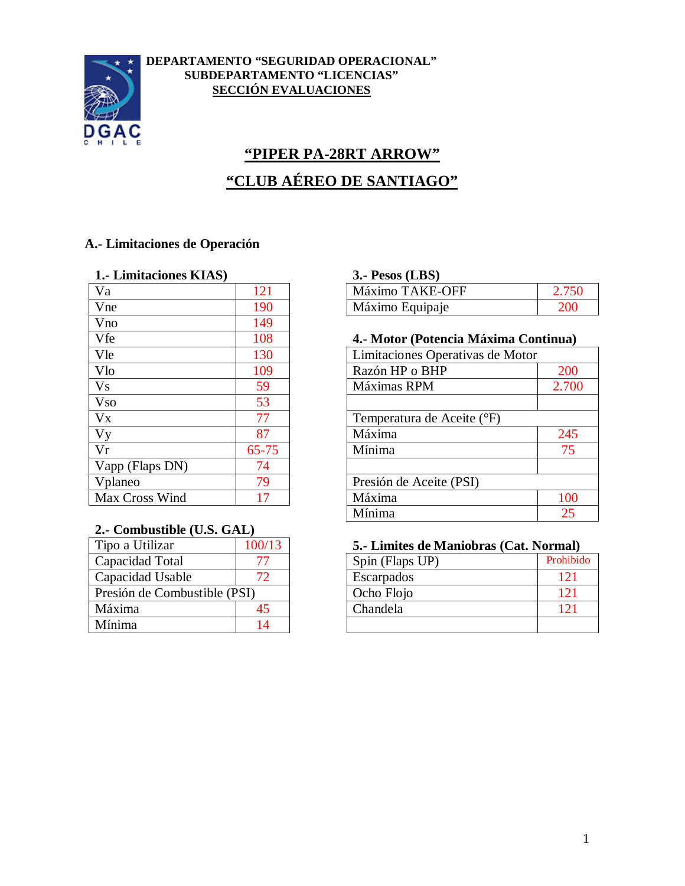**DEPARTAMENTO "SEGURIDAD OPERACIONAL"**
**SUBDEPARTAMENTO "LICENCIAS"**
**SECCIÓN EVALUACIONES**

# "PIPER PA-28RT ARROW"

# "CLUB AÉREO DE SANTIAGO"

## A.- Limitaciones de Operación

### 1.- Limitaciones KIAS)

| | |
|---|---|
| Va | 121 |
| Vne | 190 |
| Vno | 149 |
| Vfe | 108 |
| Vle | 130 |
| Vlo | 109 |
| Vs | 59 |
| Vso | 53 |
| Vx | 77 |
| Vy | 87 |
| Vr | 65-75 |
| Vapp (Flaps DN) | 74 |
| Vplaneo | 79 |
| Max Cross Wind | 17 |

### 2.- Combustible (U.S. GAL)

| | |
|---|---|
| Tipo a Utilizar | 100/13 |
| Capacidad Total | 77 |
| Capacidad Usable | 72 |
| Presión de Combustible (PSI) | |
| Máxima | 45 |
| Mínima | 14 |

### 3.- Pesos (LBS)

| | |
|---|---|
| Máximo TAKE-OFF | 2.750 |
| Máximo Equipaje | 200 |

### 4.- Motor (Potencia Máxima Continua)

| | |
|---|---|
| Limitaciones Operativas de Motor | |
| Razón HP o BHP | 200 |
| Máximas RPM | 2.700 |
| | |
| Temperatura de Aceite (°F) | |
| Máxima | 245 |
| Mínima | 75 |
| | |
| Presión de Aceite (PSI) | |
| Máxima | 100 |
| Mínima | 25 |

### 5.- Limites de Maniobras (Cat. Normal)

| | |
|---|---|
| Spin (Flaps UP) | Prohibido |
| Escarpados | 121 |
| Ocho Flojo | 121 |
| Chandela | 121 |
| | |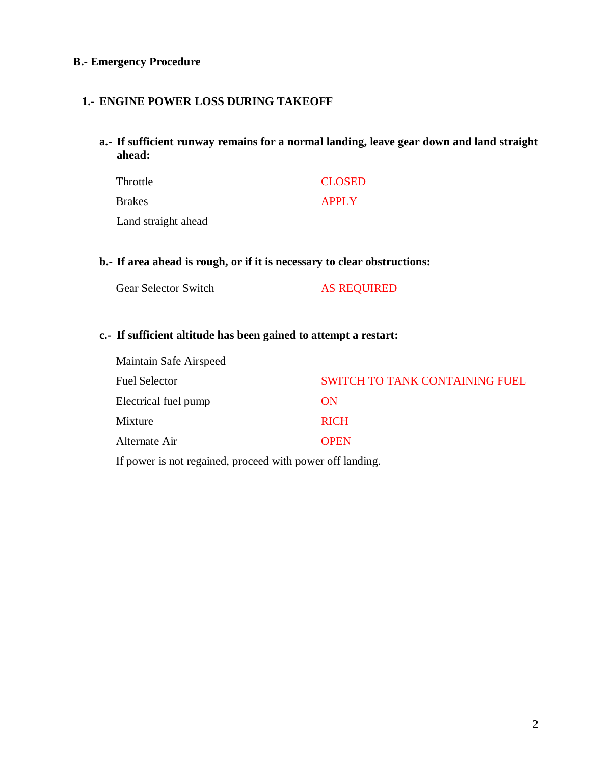## B.- Emergency Procedure

### 1.- ENGINE POWER LOSS DURING TAKEOFF

**a.- If sufficient runway remains for a normal landing, leave gear down and land straight ahead:**

| | |
|---|---|
| Throttle | CLOSED |
| Brakes | APPLY |
| Land straight ahead | |

**b.- If area ahead is rough, or if it is necessary to clear obstructions:**

| | |
|---|---|
| Gear Selector Switch | AS REQUIRED |

**c.- If sufficient altitude has been gained to attempt a restart:**

| | |
|---|---|
| Maintain Safe Airspeed | |
| Fuel Selector | SWITCH TO TANK CONTAINING FUEL |
| Electrical fuel pump | ON |
| Mixture | RICH |
| Alternate Air | OPEN |

If power is not regained, proceed with power off landing.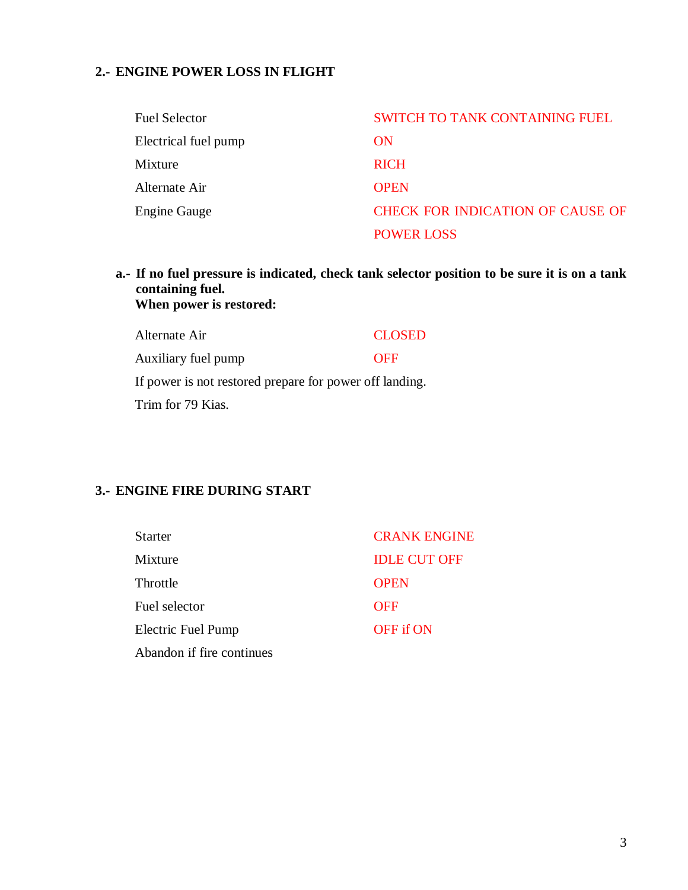## 2.- ENGINE POWER LOSS IN FLIGHT

| | |
|---|---|
| Fuel Selector | SWITCH TO TANK CONTAINING FUEL |
| Electrical fuel pump | ON |
| Mixture | RICH |
| Alternate Air | OPEN |
| Engine Gauge | CHECK FOR INDICATION OF CAUSE OF POWER LOSS |

**a.- If no fuel pressure is indicated, check tank selector position to be sure it is on a tank containing fuel.**
**When power is restored:**

| | |
|---|---|
| Alternate Air | CLOSED |
| Auxiliary fuel pump | OFF |

If power is not restored prepare for power off landing.

Trim for 79 Kias.

## 3.- ENGINE FIRE DURING START

| | |
|---|---|
| Starter | CRANK ENGINE |
| Mixture | IDLE CUT OFF |
| Throttle | OPEN |
| Fuel selector | OFF |
| Electric Fuel Pump | OFF if ON |

Abandon if fire continues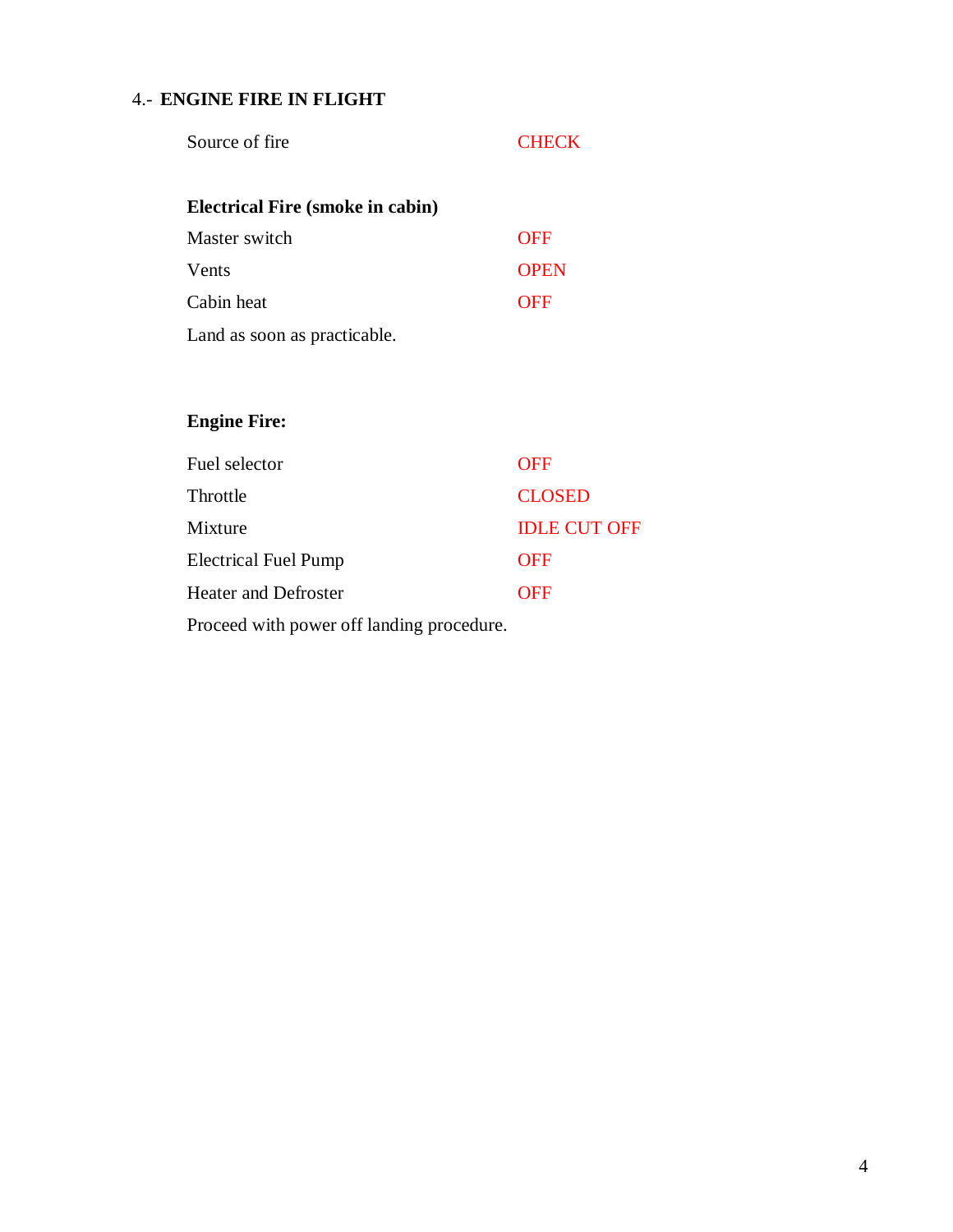## 4.- ENGINE FIRE IN FLIGHT

| | |
|---|---|
| Source of fire | CHECK |

**Electrical Fire (smoke in cabin)**

| | |
|---|---|
| Master switch | OFF |
| Vents | OPEN |
| Cabin heat | OFF |

Land as soon as practicable.

**Engine Fire:**

| | |
|---|---|
| Fuel selector | OFF |
| Throttle | CLOSED |
| Mixture | IDLE CUT OFF |
| Electrical Fuel Pump | OFF |
| Heater and Defroster | OFF |

Proceed with power off landing procedure.